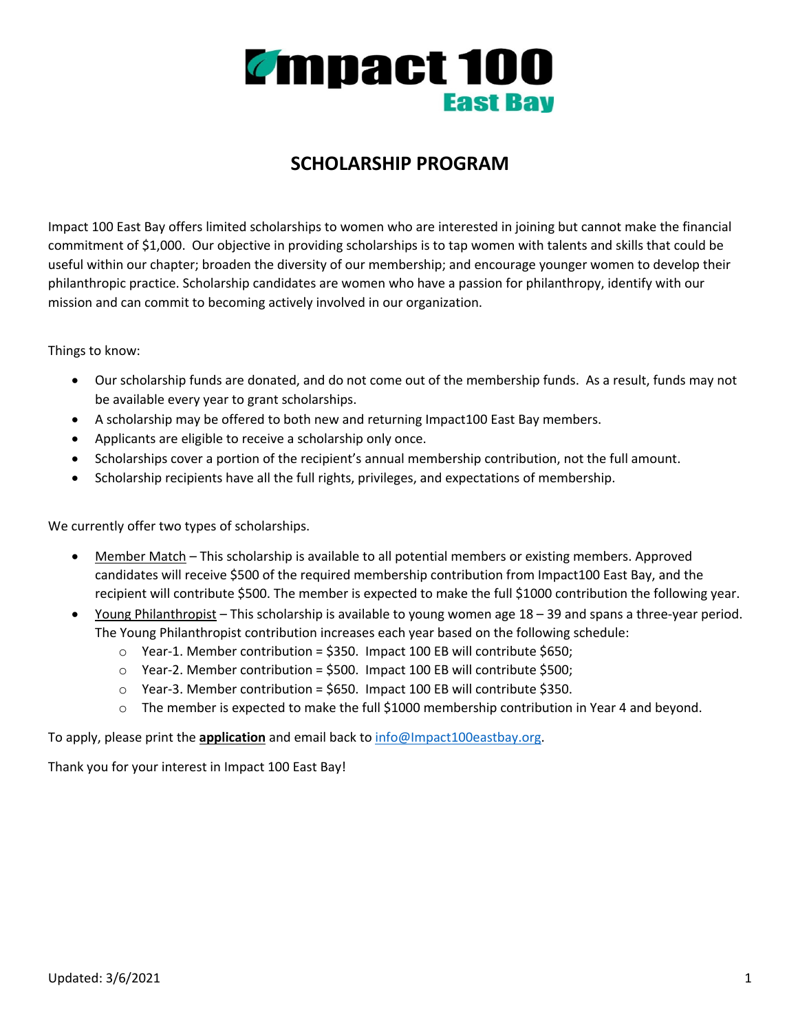# Impact 100 East Bay

## SCHOLARSHIP PROGRAM

Impact 100 East Bay offers limited scholarships to women who are interested in joining but cannot make the financial commitment of $1,000. Our objective in providing scholarships is to tap women with talents and skills that could be useful within our chapter; broaden the diversity of our membership; and encourage younger women to develop their philanthropic practice. Scholarship candidates are women who have a passion for philanthropy, identify with our mission and can commit to becoming actively involved in our organization.

Things to know:

- Our scholarship funds are donated, and do not come out of the membership funds. As a result, funds may not be available every year to grant scholarships.
- A scholarship may be offered to both new and returning Impact100 East Bay members.
- Applicants are eligible to receive a scholarship only once.
- Scholarships cover a portion of the recipient's annual membership contribution, not the full amount.
- Scholarship recipients have all the full rights, privileges, and expectations of membership.

We currently offer two types of scholarships.

- Member Match – This scholarship is available to all potential members or existing members. Approved candidates will receive $500 of the required membership contribution from Impact100 East Bay, and the recipient will contribute $500. The member is expected to make the full $1000 contribution the following year.
- Young Philanthropist – This scholarship is available to young women age 18 – 39 and spans a three-year period. The Young Philanthropist contribution increases each year based on the following schedule:
  - Year-1. Member contribution = $350. Impact 100 EB will contribute $650;
  - Year-2. Member contribution = $500. Impact 100 EB will contribute $500;
  - Year-3. Member contribution = $650. Impact 100 EB will contribute $350.
  - The member is expected to make the full $1000 membership contribution in Year 4 and beyond.

To apply, please print the **application** and email back to info@Impact100eastbay.org.

Thank you for your interest in Impact 100 East Bay!

Updated: 3/6/2021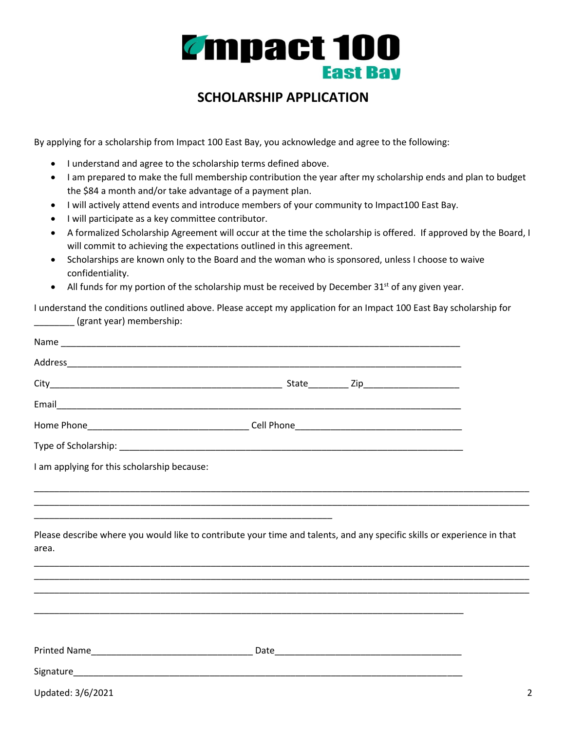# Impact 100 East Bay

## SCHOLARSHIP APPLICATION

By applying for a scholarship from Impact 100 East Bay, you acknowledge and agree to the following:

- I understand and agree to the scholarship terms defined above.
- I am prepared to make the full membership contribution the year after my scholarship ends and plan to budget the $84 a month and/or take advantage of a payment plan.
- I will actively attend events and introduce members of your community to Impact100 East Bay.
- I will participate as a key committee contributor.
- A formalized Scholarship Agreement will occur at the time the scholarship is offered. If approved by the Board, I will commit to achieving the expectations outlined in this agreement.
- Scholarships are known only to the Board and the woman who is sponsored, unless I choose to waive confidentiality.
- All funds for my portion of the scholarship must be received by December 31st of any given year.

I understand the conditions outlined above. Please accept my application for an Impact 100 East Bay scholarship for ________ (grant year) membership:

Name ____________________________________________________________________________

Address___________________________________________________________________________

City_____________________________________________ State________ Zip__________________

Email_____________________________________________________________________________

Home Phone_______________________________ Cell Phone________________________________

Type of Scholarship: _________________________________________________________________

I am applying for this scholarship because:

_______________________________________________________________________________________________

_______________________________________________________________________________________________

_____________________________________________________________

Please describe where you would like to contribute your time and talents, and any specific skills or experience in that area.

_______________________________________________________________________________________________

_______________________________________________________________________________________________

_______________________________________________________________________________________________

_________________________________________________________________________________

Printed Name_______________________________ Date___________________________________

Signature__________________________________________________________________________

Updated: 3/6/2021